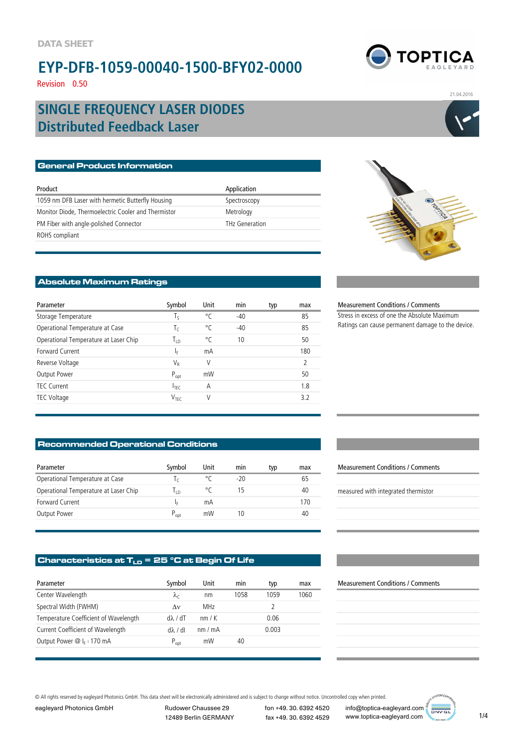DATA SHEET

# EYP-DFB-1059-00040-1500-BFY02-0000

Revision 0.50

21.04.2016

## SINGLE FREQUENCY LASER DIODES
## Distributed Feedback Laser

### General Product Information

| Product | Application |
|---|---|
| 1059 nm DFB Laser with hermetic Butterfly Housing | Spectroscopy |
| Monitor Diode, Thermoelectric Cooler and Thermistor | Metrology |
| PM Fiber with angle-polished Connector | THz Generation |
| ROHS compliant | |

### Absolute Maximum Ratings

| Parameter | Symbol | Unit | min | typ | max |
|---|---|---|---|---|---|
| Storage Temperature | $T_S$ | °C | -40 | | 85 |
| Operational Temperature at Case | $T_C$ | °C | -40 | | 85 |
| Operational Temperature at Laser Chip | $T_{LD}$ | °C | 10 | | 50 |
| Forward Current | $I_F$ | mA | | | 180 |
| Reverse Voltage | $V_R$ | V | | | 2 |
| Output Power | $P_{opt}$ | mW | | | 50 |
| TEC Current | $I_{TEC}$ | A | | | 1.8 |
| TEC Voltage | $V_{TEC}$ | V | | | 3.2 |

Measurement Conditions / Comments

Stress in excess of one the Absolute Maximum Ratings can cause permanent damage to the device.

### Recommended Operational Conditions

| Parameter | Symbol | Unit | min | typ | max | Measurement Conditions / Comments |
|---|---|---|---|---|---|---|
| Operational Temperature at Case | $T_C$ | °C | -20 | | 65 | |
| Operational Temperature at Laser Chip | $T_{LD}$ | °C | 15 | | 40 | measured with integrated thermistor |
| Forward Current | $I_F$ | mA | | | 170 | |
| Output Power | $P_{opt}$ | mW | 10 | | 40 | |

### Characteristics at $T_{LD}$ = 25 °C at Begin Of Life

| Parameter | Symbol | Unit | min | typ | max | Measurement Conditions / Comments |
|---|---|---|---|---|---|---|
| Center Wavelength | $\lambda_C$ | nm | 1058 | 1059 | 1060 | |
| Spectral Width (FWHM) | $\Delta\nu$ | MHz | | 2 | | |
| Temperature Coefficient of Wavelength | $d\lambda$ / dT | nm / K | | 0.06 | | |
| Current Coefficient of Wavelength | $d\lambda$ / dI | nm / mA | | 0.003 | | |
| Output Power @ $I_F$ : 170 mA | $P_{opt}$ | mW | 40 | | | |

© All rights reserved by eagleyard Photonics GmbH. This data sheet will be electronically administered and is subject to change without notice. Uncontrolled copy when printed.

eagleyard Photonics GmbH | Rudower Chaussee 29, 12489 Berlin GERMANY | fon +49. 30. 6392 4520, fax +49. 30. 6392 4529 | info@toptica-eagleyard.com, www.toptica-eagleyard.com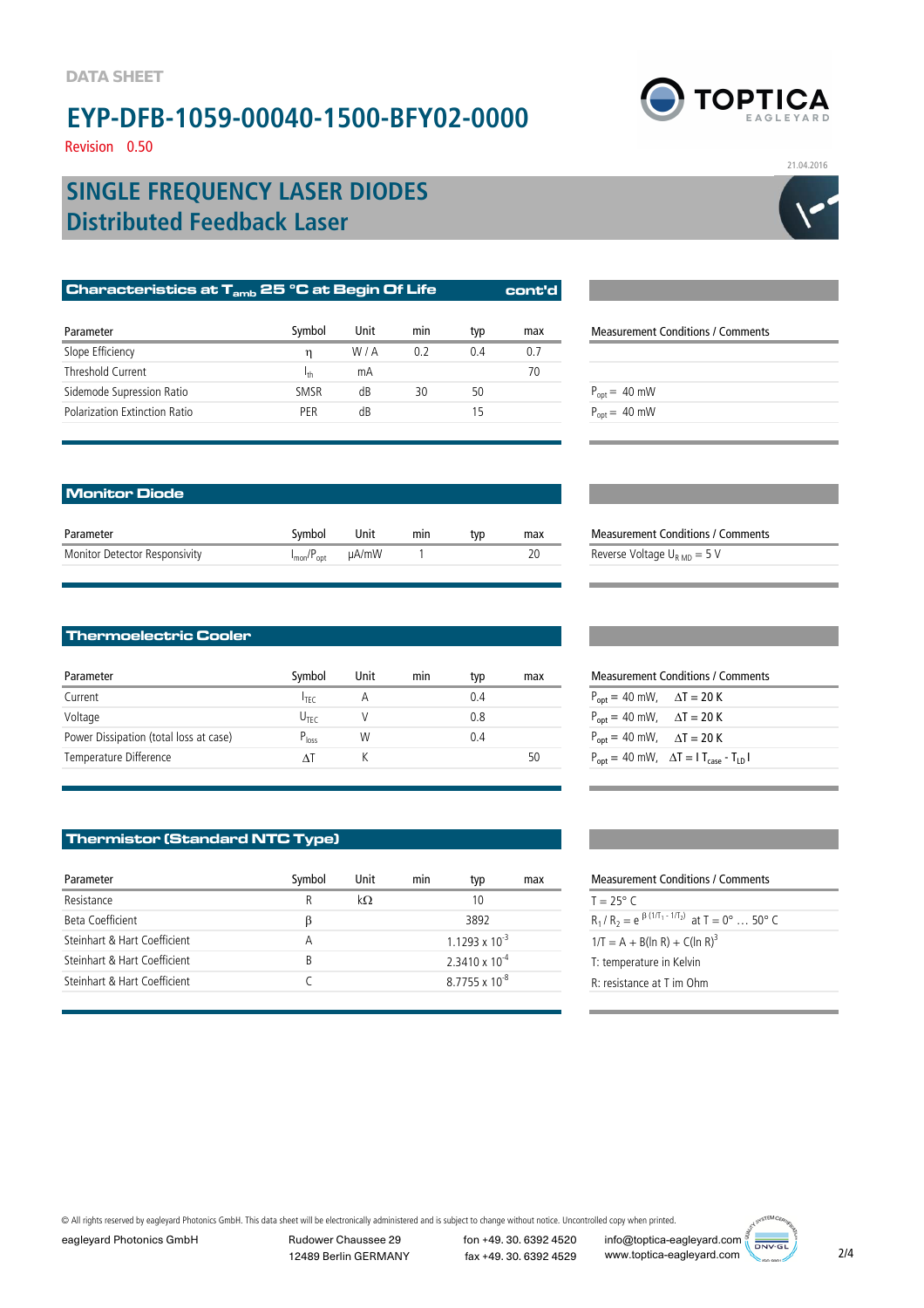DATA SHEET

# EYP-DFB-1059-00040-1500-BFY02-0000

Revision 0.50

21.04.2016

## SINGLE FREQUENCY LASER DIODES
## Distributed Feedback Laser

### Characteristics at $T_{amb}$ 25 °C at Begin Of Life cont'd

| Parameter | Symbol | Unit | min | typ | max | Measurement Conditions / Comments |
|---|---|---|---|---|---|---|
| Slope Efficiency | $\eta$ | W / A | 0.2 | 0.4 | 0.7 | |
| Threshold Current | $I_{th}$ | mA | | | 70 | |
| Sidemode Supression Ratio | SMSR | dB | 30 | 50 | | $P_{opt}$ = 40 mW |
| Polarization Extinction Ratio | PER | dB | | 15 | | $P_{opt}$ = 40 mW |

### Monitor Diode

| Parameter | Symbol | Unit | min | typ | max | Measurement Conditions / Comments |
|---|---|---|---|---|---|---|
| Monitor Detector Responsivity | $I_{mon}/P_{opt}$ | µA/mW | 1 | | 20 | Reverse Voltage $U_{R\ MD}$ = 5 V |

### Thermoelectric Cooler

| Parameter | Symbol | Unit | min | typ | max | Measurement Conditions / Comments |
|---|---|---|---|---|---|---|
| Current | $I_{TEC}$ | A | | 0.4 | | $P_{opt}$ = 40 mW, $\Delta T$ = 20 K |
| Voltage | $U_{TEC}$ | V | | 0.8 | | $P_{opt}$ = 40 mW, $\Delta T$ = 20 K |
| Power Dissipation (total loss at case) | $P_{loss}$ | W | | 0.4 | | $P_{opt}$ = 40 mW, $\Delta T$ = 20 K |
| Temperature Difference | $\Delta T$ | K | | | 50 | $P_{opt}$ = 40 mW, $\Delta T = \lvert T_{case} - T_{LD} \rvert$ |

### Thermistor (Standard NTC Type)

| Parameter | Symbol | Unit | min | typ | max | Measurement Conditions / Comments |
|---|---|---|---|---|---|---|
| Resistance | R | kΩ | | 10 | | T = 25° C |
| Beta Coefficient | $\beta$ | | | 3892 | | $R_1 / R_2 = e^{\beta\,(1/T_1 - 1/T_2)}$ at T = 0° … 50° C |
| Steinhart & Hart Coefficient | A | | | $1.1293 \times 10^{-3}$ | | $1/T = A + B(\ln R) + C(\ln R)^3$ |
| Steinhart & Hart Coefficient | B | | | $2.3410 \times 10^{-4}$ | | T: temperature in Kelvin |
| Steinhart & Hart Coefficient | C | | | $8.7755 \times 10^{-8}$ | | R: resistance at T im Ohm |

© All rights reserved by eagleyard Photonics GmbH. This data sheet will be electronically administered and is subject to change without notice. Uncontrolled copy when printed.

eagleyard Photonics GmbH | Rudower Chaussee 29, 12489 Berlin GERMANY | fon +49. 30. 6392 4520, fax +49. 30. 6392 4529 | info@toptica-eagleyard.com, www.toptica-eagleyard.com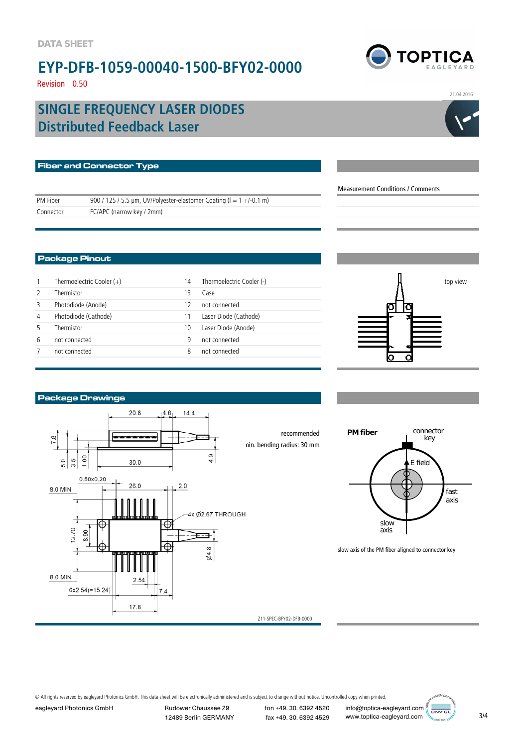DATA SHEET

# EYP-DFB-1059-00040-1500-BFY02-0000

Revision 0.50

21.04.2016

## SINGLE FREQUENCY LASER DIODES
## Distributed Feedback Laser

### Fiber and Connector Type

| | | Measurement Conditions / Comments |
|---|---|---|
| PM Fiber | 900 / 125 / 5.5 µm, UV/Polyester-elastomer Coating (l = 1 +/-0.1 m) | |
| Connector | FC/APC (narrow key / 2mm) | |

### Package Pinout

| | | | |
|---|---|---|---|
| 1 | Thermoelectric Cooler (+) | 14 | Thermoelectric Cooler (-) |
| 2 | Thermistor | 13 | Case |
| 3 | Photodiode (Anode) | 12 | not connected |
| 4 | Photodiode (Cathode) | 11 | Laser Diode (Cathode) |
| 5 | Thermistor | 10 | Laser Diode (Anode) |
| 6 | not connected | 9 | not connected |
| 7 | not connected | 8 | not connected |

top view

1 14 7 8

### Package Drawings

20.8 4.6 14.4 7.8 5.0 3.5 1.00 30.0 4.9

recommended

nin. bending radius: 30 mm

0.50x0.20 26.0 2.0 8.0 MIN 4x Ø2.67 THROUGH 12.70 8.90 Ø4.8 8.0 MIN 2.54 6x2.54(=15.24) 7.4 17.8

Z11-SPEC-BFY02-DFB-0000

PM fiber

connector key

E field

fast axis

slow axis

slow axis of the PM fiber aligned to connector key

© All rights reserved by eagleyard Photonics GmbH. This data sheet will be electronically administered and is subject to change without notice. Uncontrolled copy when printed.

eagleyard Photonics GmbH | Rudower Chaussee 29, 12489 Berlin GERMANY | fon +49. 30. 6392 4520, fax +49. 30. 6392 4529 | info@toptica-eagleyard.com, www.toptica-eagleyard.com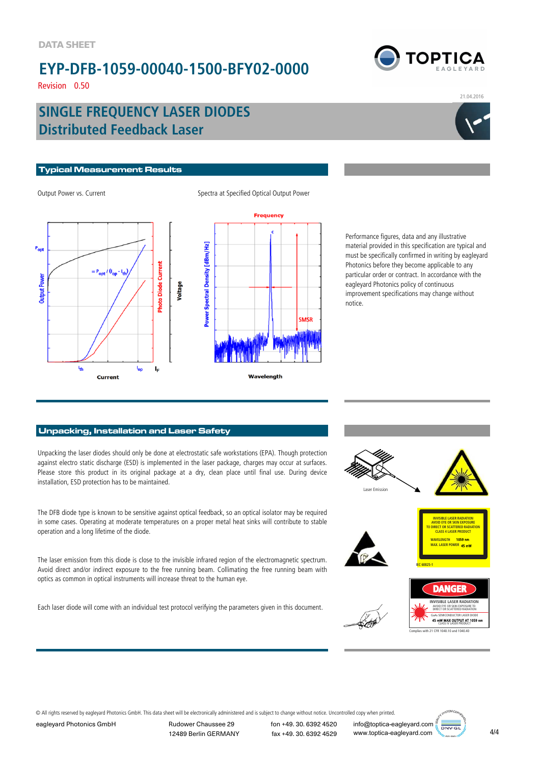DATA SHEET

# EYP-DFB-1059-00040-1500-BFY02-0000

Revision 0.50

21.04.2016

## SINGLE FREQUENCY LASER DIODES
## Distributed Feedback Laser

### Typical Measurement Results

Output Power vs. Current

$P_{opt}$

Output Power

$= P_{opt} / (I_{op} - I_{th})$

Photo Diode Current

Voltage

$I_{th}$

$I_{op}$

$I_F$

Current

Spectra at Specified Optical Output Power

Frequency

c

Power Spectral Density [dBm/Hz]

SMSR

Wavelength

Performance figures, data and any illustrative material provided in this specification are typical and must be specifically confirmed in writing by eagleyard Photonics before they become applicable to any particular order or contract. In accordance with the particular order or contract. In accordance with the policy of continuous improvement specifications may change without notice.

### Unpacking, Installation and Laser Safety

Unpacking the laser diodes should only be done at electrostatic safe workstations (EPA). Though protection against electro static discharge (ESD) is implemented in the laser package, charges may occur at surfaces. Please store this product in its original package at a dry, clean place until final use. During device installation, ESD protection has to be maintained.

The DFB diode type is known to be sensitive against optical feedback, so an optical isolator may be required in some cases. Operating at moderate temperatures on a proper metal heat sinks will contribute to stable operation and a long lifetime of the diode.

The laser emission from this diode is close to the invisible infrared region of the electromagnetic spectrum. Avoid direct and/or indirect exposure to the free running beam. Collimating the free running beam with optics as common in optical instruments will increase threat to the human eye.

Each laser diode will come with an individual test protocol verifying the parameters given in this document.

Laser Emission

INVISIBLE LASER RADIATION
AVOID EYE OR SKIN EXPOSURE
TO DIRECT OR SCATTERED RADIATION
CLASS 4 LASER PRODUCT

WAVELENGTH 1059 nm
MAX. LASER POWER 45 mW

IEC 60825-1

DANGER

INVISIBLE LASER RADIATION
AVOID EYE OR SKIN EXPOSURE TO
DIRECT OR SCATTERED RADIATION

GaAs SEMICONDUCTOR LASER DIODE
45 mW MAX OUTPUT AT 1059 nm
CLASS IV LASER PRODUCT

Complies with 21 CFR 1040.10 and 1040.40

© All rights reserved by eagleyard Photonics GmbH. This data sheet will be electronically administered and is subject to change without notice. Uncontrolled copy when printed.

eagleyard Photonics GmbH | Rudower Chaussee 29, 12489 Berlin GERMANY | fon +49. 30. 6392 4520, fax +49. 30. 6392 4529 | info@toptica-eagleyard.com, www.toptica-eagleyard.com